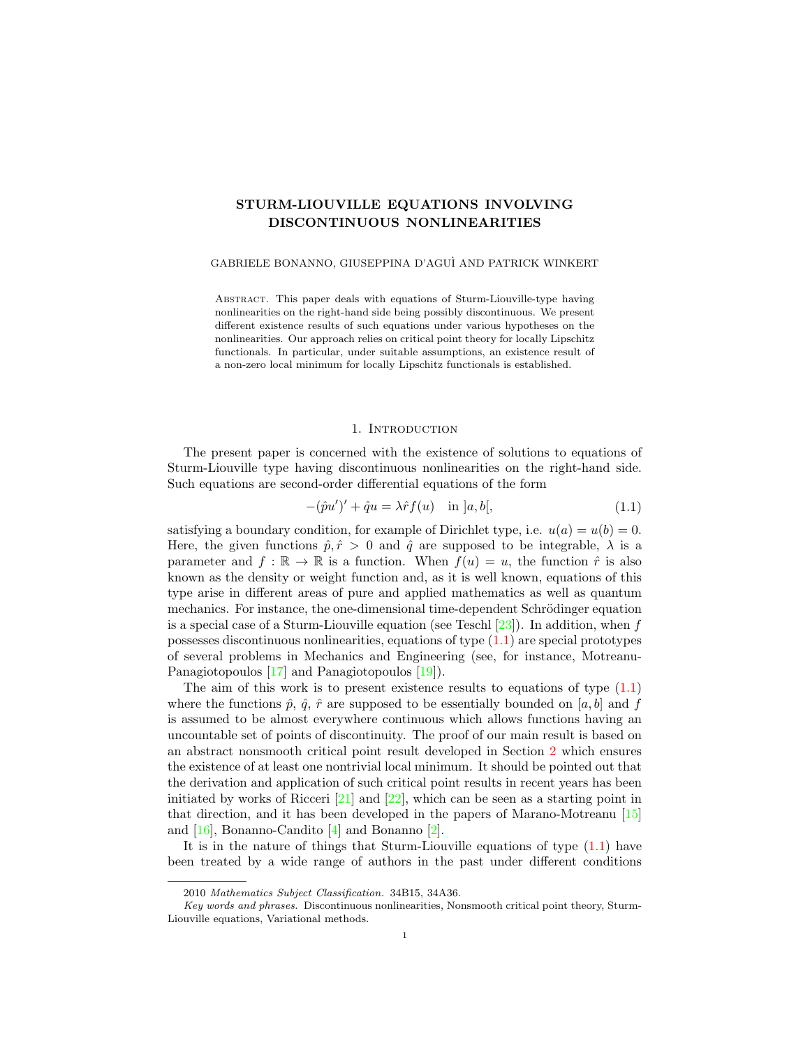# STURM-LIOUVILLE EQUATIONS INVOLVING DISCONTINUOUS NONLINEARITIES

GABRIELE BONANNO, GIUSEPPINA D'AGUÌ AND PATRICK WINKERT

Abstract. This paper deals with equations of Sturm-Liouville-type having nonlinearities on the right-hand side being possibly discontinuous. We present different existence results of such equations under various hypotheses on the nonlinearities. Our approach relies on critical point theory for locally Lipschitz functionals. In particular, under suitable assumptions, an existence result of a non-zero local minimum for locally Lipschitz functionals is established.

## 1. Introduction

The present paper is concerned with the existence of solutions to equations of Sturm-Liouville type having discontinuous nonlinearities on the right-hand side. Such equations are second-order differential equations of the form

$$-(\hat{p}u')' + \hat{q}u = \lambda \hat{r} f(u) \quad \text{in } ]a,b[, \tag{1.1}$$

satisfying a boundary condition, for example of Dirichlet type, i.e. $u(a) = u(b) = 0$. Here, the given functions $\hat{p}, \hat{r} > 0$ and $\hat{q}$ are supposed to be integrable, $\lambda$ is a parameter and $f : \mathbb{R} \to \mathbb{R}$ is a function. When $f(u) = u$, the function $\hat{r}$ is also known as the density or weight function and, as it is well known, equations of this type arise in different areas of pure and applied mathematics as well as quantum mechanics. For instance, the one-dimensional time-dependent Schrödinger equation is a special case of a Sturm-Liouville equation (see Teschl [23]). In addition, when $f$ possesses discontinuous nonlinearities, equations of type (1.1) are special prototypes of several problems in Mechanics and Engineering (see, for instance, Motreanu-Panagiotopoulos [17] and Panagiotopoulos [19]).

The aim of this work is to present existence results to equations of type (1.1) where the functions $\hat{p}$, $\hat{q}$, $\hat{r}$ are supposed to be essentially bounded on $[a,b]$ and $f$ is assumed to be almost everywhere continuous which allows functions having an uncountable set of points of discontinuity. The proof of our main result is based on an abstract nonsmooth critical point result developed in Section 2 which ensures the existence of at least one nontrivial local minimum. It should be pointed out that the derivation and application of such critical point results in recent years has been initiated by works of Ricceri [21] and [22], which can be seen as a starting point in that direction, and it has been developed in the papers of Marano-Motreanu [15] and [16], Bonanno-Candito [4] and Bonanno [2].

It is in the nature of things that Sturm-Liouville equations of type (1.1) have been treated by a wide range of authors in the past under different conditions

2010 *Mathematics Subject Classification.* 34B15, 34A36.

*Key words and phrases.* Discontinuous nonlinearities, Nonsmooth critical point theory, Sturm-Liouville equations, Variational methods.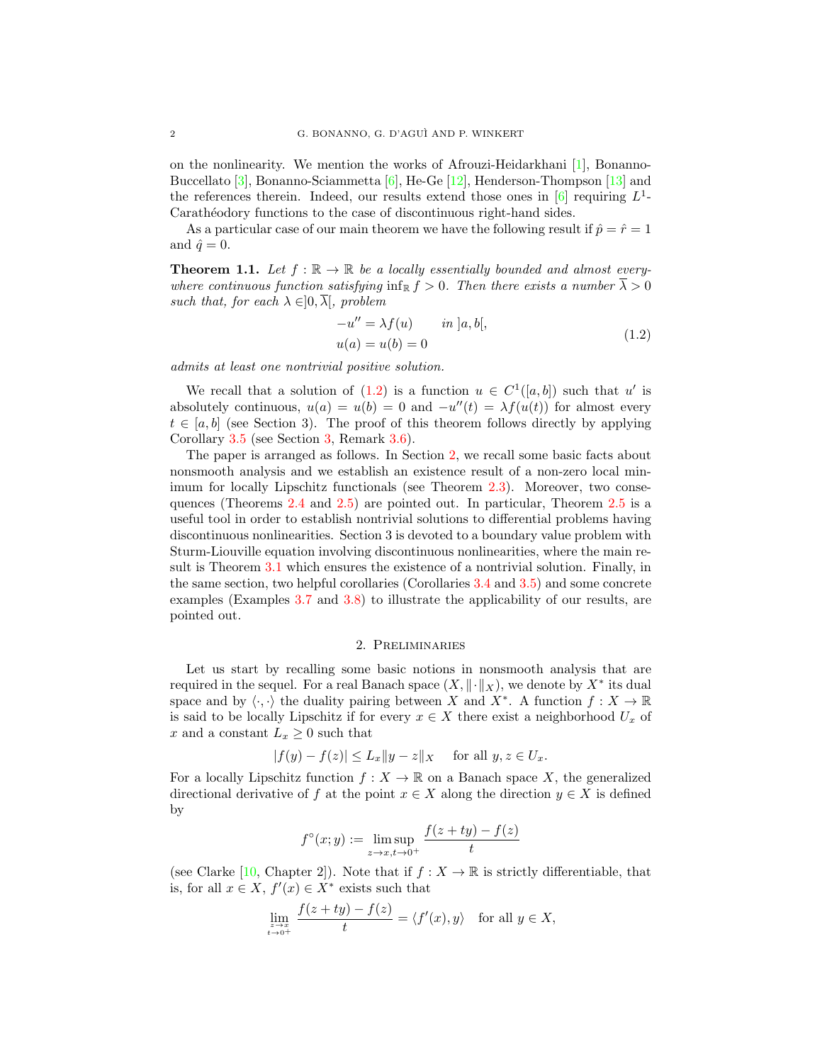on the nonlinearity. We mention the works of Afrouzi-Heidarkhani [1], Bonanno-Buccellato [3], Bonanno-Sciammetta [6], He-Ge [12], Henderson-Thompson [13] and the references therein. Indeed, our results extend those ones in [6] requiring $L^1$-Carathéodory functions to the case of discontinuous right-hand sides.

As a particular case of our main theorem we have the following result if $\hat{p} = \hat{r} = 1$ and $\hat{q} = 0$.

**Theorem 1.1.** *Let $f : \mathbb{R} \to \mathbb{R}$ be a locally essentially bounded and almost everywhere continuous function satisfying $\inf_{\mathbb{R}} f > 0$. Then there exists a number $\overline{\lambda} > 0$ such that, for each $\lambda \in ]0, \overline{\lambda}[$, problem*

$$
\begin{aligned}
-u'' &= \lambda f(u) \qquad \text{in } ]a, b[, \\
u(a) &= u(b) = 0
\end{aligned}
\tag{1.2}
$$

*admits at least one nontrivial positive solution.*

We recall that a solution of (1.2) is a function $u \in C^1([a, b])$ such that $u'$ is absolutely continuous, $u(a) = u(b) = 0$ and $-u''(t) = \lambda f(u(t))$ for almost every $t \in [a, b]$ (see Section 3). The proof of this theorem follows directly by applying Corollary 3.5 (see Section 3, Remark 3.6).

The paper is arranged as follows. In Section 2, we recall some basic facts about nonsmooth analysis and we establish an existence result of a non-zero local minimum for locally Lipschitz functionals (see Theorem 2.3). Moreover, two consequences (Theorems 2.4 and 2.5) are pointed out. In particular, Theorem 2.5 is a useful tool in order to establish nontrivial solutions to differential problems having discontinuous nonlinearities. Section 3 is devoted to a boundary value problem with Sturm-Liouville equation involving discontinuous nonlinearities, where the main result is Theorem 3.1 which ensures the existence of a nontrivial solution. Finally, in the same section, two helpful corollaries (Corollaries 3.4 and 3.5) and some concrete examples (Examples 3.7 and 3.8) to illustrate the applicability of our results, are pointed out.

## 2. Preliminaries

Let us start by recalling some basic notions in nonsmooth analysis that are required in the sequel. For a real Banach space $(X, \|\cdot\|_X)$, we denote by $X^*$ its dual space and by $\langle \cdot, \cdot \rangle$ the duality pairing between $X$ and $X^*$. A function $f : X \to \mathbb{R}$ is said to be locally Lipschitz if for every $x \in X$ there exist a neighborhood $U_x$ of $x$ and a constant $L_x \geq 0$ such that

$$
|f(y) - f(z)| \leq L_x \|y - z\|_X \quad \text{ for all } y, z \in U_x.
$$

For a locally Lipschitz function $f : X \to \mathbb{R}$ on a Banach space $X$, the generalized directional derivative of $f$ at the point $x \in X$ along the direction $y \in X$ is defined by

$$
f^\circ(x; y) := \limsup_{z \to x, t \to 0^+} \frac{f(z + ty) - f(z)}{t}
$$

(see Clarke [10, Chapter 2]). Note that if $f : X \to \mathbb{R}$ is strictly differentiable, that is, for all $x \in X$, $f'(x) \in X^*$ exists such that

$$
\lim_{\substack{z \to x \\ t \to 0^+}} \frac{f(z + ty) - f(z)}{t} = \langle f'(x), y \rangle \quad \text{for all } y \in X,
$$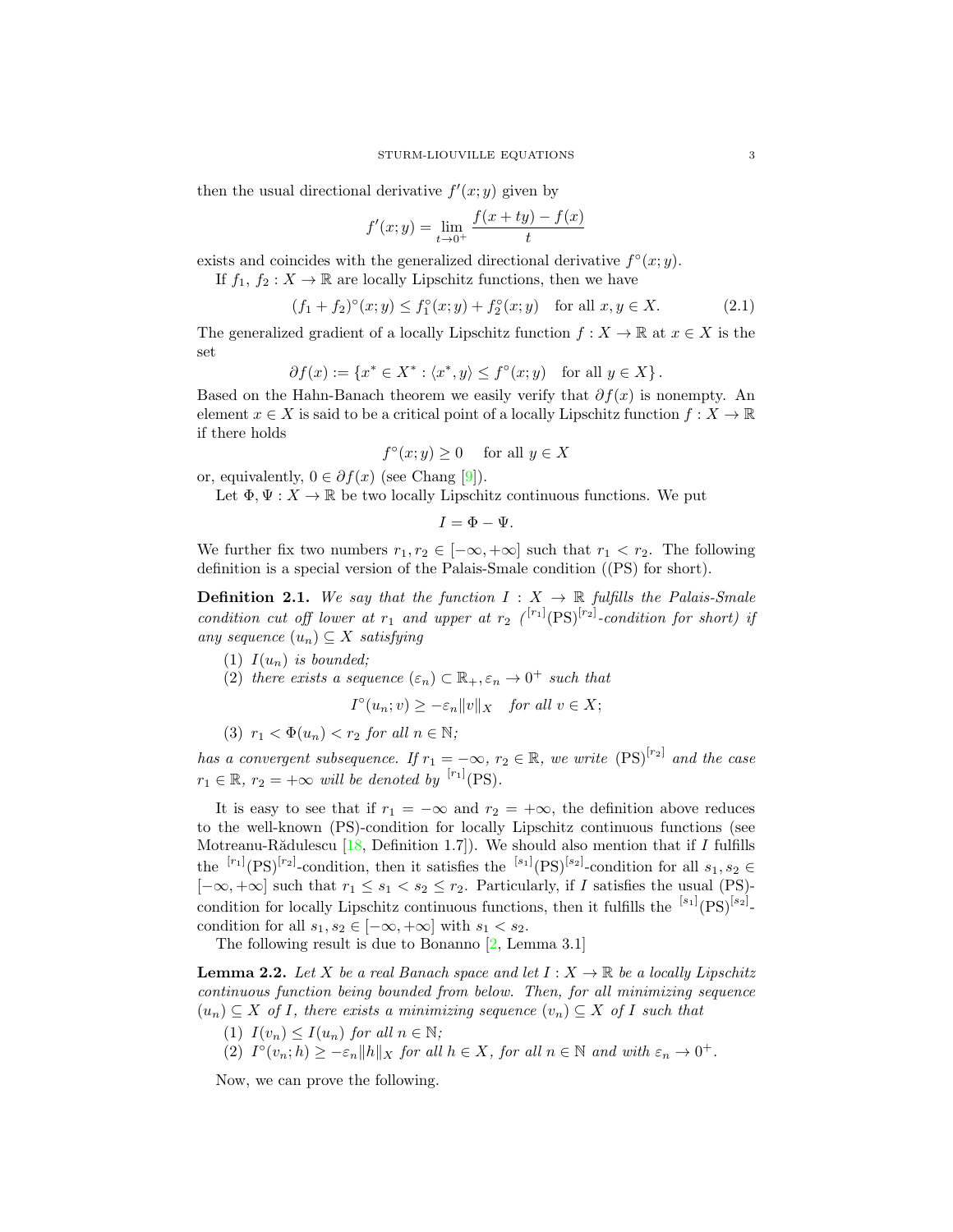then the usual directional derivative $f'(x; y)$ given by

$$f'(x; y) = \lim_{t \to 0^+} \frac{f(x + ty) - f(x)}{t}$$

exists and coincides with the generalized directional derivative $f^\circ(x; y)$.

If $f_1$, $f_2 : X \to \mathbb{R}$ are locally Lipschitz functions, then we have

$$(f_1 + f_2)^\circ(x; y) \le f_1^\circ(x; y) + f_2^\circ(x; y) \quad \text{for all } x, y \in X. \tag{2.1}$$

The generalized gradient of a locally Lipschitz function $f : X \to \mathbb{R}$ at $x \in X$ is the set

$$\partial f(x) := \{x^* \in X^* : \langle x^*, y \rangle \le f^\circ(x; y) \quad \text{for all } y \in X\}.$$

Based on the Hahn-Banach theorem we easily verify that $\partial f(x)$ is nonempty. An element $x \in X$ is said to be a critical point of a locally Lipschitz function $f : X \to \mathbb{R}$ if there holds

$$f^\circ(x; y) \ge 0 \quad \text{for all } y \in X$$

or, equivalently, $0 \in \partial f(x)$ (see Chang [9]).

Let $\Phi, \Psi : X \to \mathbb{R}$ be two locally Lipschitz continuous functions. We put

$$I = \Phi - \Psi.$$

We further fix two numbers $r_1, r_2 \in [-\infty, +\infty]$ such that $r_1 < r_2$. The following definition is a special version of the Palais-Smale condition ((PS) for short).

**Definition 2.1.** *We say that the function $I : X \to \mathbb{R}$ fulfills the Palais-Smale condition cut off lower at $r_1$ and upper at $r_2$ (${}^{[r_1]}(\mathrm{PS})^{[r_2]}$-condition for short) if any sequence $(u_n) \subseteq X$ satisfying*

1. *$I(u_n)$ is bounded;*
2. *there exists a sequence $(\varepsilon_n) \subset \mathbb{R}_+, \varepsilon_n \to 0^+$ such that*
$$I^\circ(u_n; v) \ge -\varepsilon_n \|v\|_X \quad \textit{for all } v \in X;$$
3. *$r_1 < \Phi(u_n) < r_2$ for all $n \in \mathbb{N}$;*

*has a convergent subsequence. If $r_1 = -\infty$, $r_2 \in \mathbb{R}$, we write $(\mathrm{PS})^{[r_2]}$ and the case $r_1 \in \mathbb{R}$, $r_2 = +\infty$ will be denoted by ${}^{[r_1]}(\mathrm{PS})$.*

It is easy to see that if $r_1 = -\infty$ and $r_2 = +\infty$, the definition above reduces to the well-known (PS)-condition for locally Lipschitz continuous functions (see Motreanu-Rădulescu [18, Definition 1.7]). We should also mention that if $I$ fulfills the ${}^{[r_1]}(\mathrm{PS})^{[r_2]}$-condition, then it satisfies the ${}^{[s_1]}(\mathrm{PS})^{[s_2]}$-condition for all $s_1, s_2 \in [-\infty, +\infty]$ such that $r_1 \le s_1 < s_2 \le r_2$. Particularly, if $I$ satisfies the usual (PS)-condition for locally Lipschitz continuous functions, then it fulfills the ${}^{[s_1]}(\mathrm{PS})^{[s_2]}$-condition for all $s_1, s_2 \in [-\infty, +\infty]$ with $s_1 < s_2$.

The following result is due to Bonanno [2, Lemma 3.1]

**Lemma 2.2.** *Let $X$ be a real Banach space and let $I : X \to \mathbb{R}$ be a locally Lipschitz continuous function being bounded from below. Then, for all minimizing sequence $(u_n) \subseteq X$ of $I$, there exists a minimizing sequence $(v_n) \subseteq X$ of $I$ such that*

1. *$I(v_n) \le I(u_n)$ for all $n \in \mathbb{N}$;*
2. *$I^\circ(v_n; h) \ge -\varepsilon_n \|h\|_X$ for all $h \in X$, for all $n \in \mathbb{N}$ and with $\varepsilon_n \to 0^+$.*

Now, we can prove the following.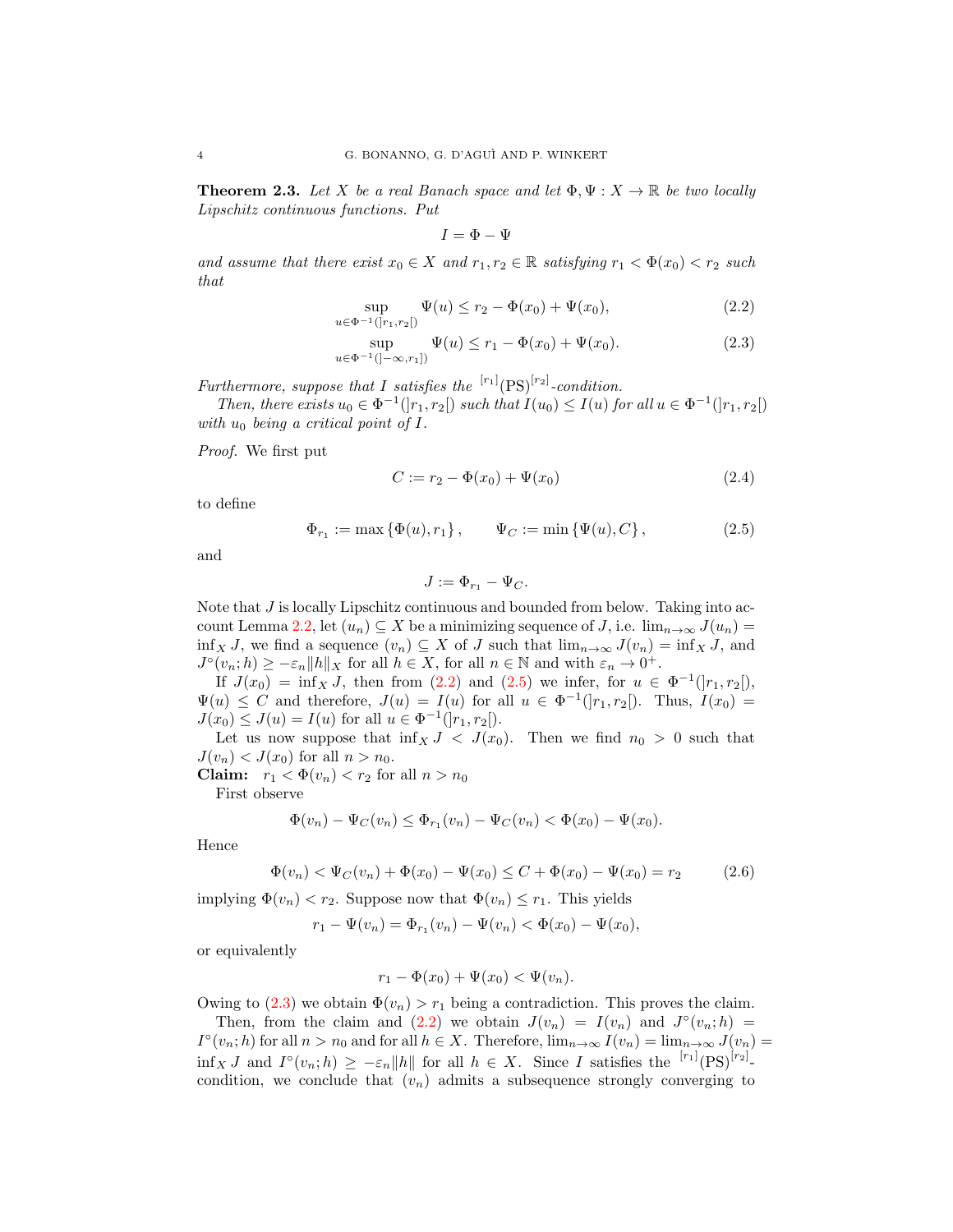**Theorem 2.3.** *Let $X$ be a real Banach space and let $\Phi, \Psi : X \to \mathbb{R}$ be two locally Lipschitz continuous functions. Put*

$$I = \Phi - \Psi$$

*and assume that there exist $x_0 \in X$ and $r_1, r_2 \in \mathbb{R}$ satisfying $r_1 < \Phi(x_0) < r_2$ such that*

$$\sup_{u \in \Phi^{-1}(]r_1,r_2[)} \Psi(u) \leq r_2 - \Phi(x_0) + \Psi(x_0), \tag{2.2}$$

$$\sup_{u \in \Phi^{-1}(]-\infty,r_1])} \Psi(u) \leq r_1 - \Phi(x_0) + \Psi(x_0). \tag{2.3}$$

*Furthermore, suppose that $I$ satisfies the ${}^{[r_1]}(\mathrm{PS})^{[r_2]}$-condition.*

*Then, there exists $u_0 \in \Phi^{-1}(]r_1, r_2[)$ such that $I(u_0) \leq I(u)$ for all $u \in \Phi^{-1}(]r_1, r_2[)$ with $u_0$ being a critical point of $I$.*

*Proof.* We first put

$$C := r_2 - \Phi(x_0) + \Psi(x_0) \tag{2.4}$$

to define

$$\Phi_{r_1} := \max\{\Phi(u), r_1\}, \qquad \Psi_C := \min\{\Psi(u), C\}, \tag{2.5}$$

and

$$J := \Phi_{r_1} - \Psi_C.$$

Note that $J$ is locally Lipschitz continuous and bounded from below. Taking into account Lemma 2.2, let $(u_n) \subseteq X$ be a minimizing sequence of $J$, i.e. $\lim_{n\to\infty} J(u_n) = \inf_X J$, we find a sequence $(v_n) \subseteq X$ of $J$ such that $\lim_{n\to\infty} J(v_n) = \inf_X J$, and $J^\circ(v_n; h) \geq -\varepsilon_n \|h\|_X$ for all $h \in X$, for all $n \in \mathbb{N}$ and with $\varepsilon_n \to 0^+$.

If $J(x_0) = \inf_X J$, then from (2.2) and (2.5) we infer, for $u \in \Phi^{-1}(]r_1, r_2[)$, $\Psi(u) \leq C$ and therefore, $J(u) = I(u)$ for all $u \in \Phi^{-1}(]r_1, r_2[)$. Thus, $I(x_0) = J(x_0) \leq J(u) = I(u)$ for all $u \in \Phi^{-1}(]r_1, r_2[)$.

Let us now suppose that $\inf_X J < J(x_0)$. Then we find $n_0 > 0$ such that $J(v_n) < J(x_0)$ for all $n > n_0$.

**Claim:** $r_1 < \Phi(v_n) < r_2$ for all $n > n_0$

First observe

$$\Phi(v_n) - \Psi_C(v_n) \leq \Phi_{r_1}(v_n) - \Psi_C(v_n) < \Phi(x_0) - \Psi(x_0).$$

Hence

$$\Phi(v_n) < \Psi_C(v_n) + \Phi(x_0) - \Psi(x_0) \leq C + \Phi(x_0) - \Psi(x_0) = r_2 \tag{2.6}$$

implying $\Phi(v_n) < r_2$. Suppose now that $\Phi(v_n) \leq r_1$. This yields

$$r_1 - \Psi(v_n) = \Phi_{r_1}(v_n) - \Psi(v_n) < \Phi(x_0) - \Psi(x_0),$$

or equivalently

$$r_1 - \Phi(x_0) + \Psi(x_0) < \Psi(v_n).$$

Owing to (2.3) we obtain $\Phi(v_n) > r_1$ being a contradiction. This proves the claim.

Then, from the claim and (2.2) we obtain $J(v_n) = I(v_n)$ and $J^\circ(v_n; h) = I^\circ(v_n; h)$ for all $n > n_0$ and for all $h \in X$. Therefore, $\lim_{n\to\infty} I(v_n) = \lim_{n\to\infty} J(v_n) = \inf_X J$ and $I^\circ(v_n; h) \geq -\varepsilon_n \|h\|$ for all $h \in X$. Since $I$ satisfies the ${}^{[r_1]}(\mathrm{PS})^{[r_2]}$-condition, we conclude that $(v_n)$ admits a subsequence strongly converging to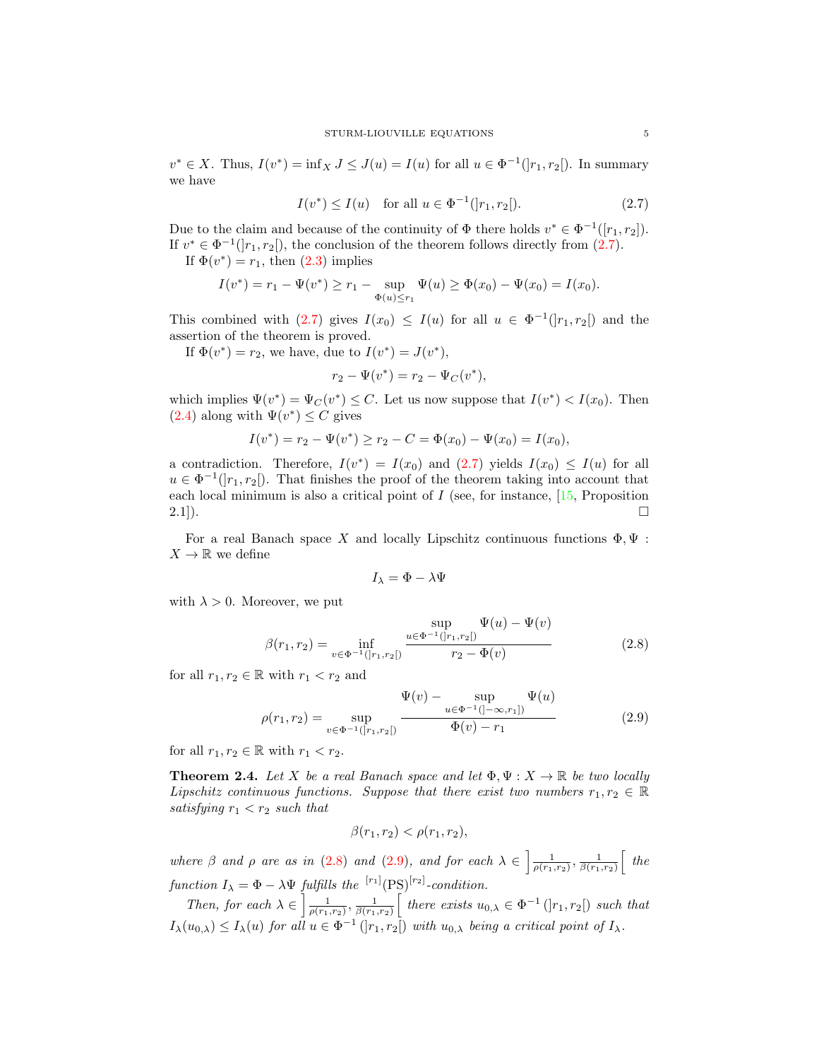$v^* \in X$. Thus, $I(v^*) = \inf_X J \leq J(u) = I(u)$ for all $u \in \Phi^{-1}(]r_1, r_2[)$. In summary we have

$$I(v^*) \leq I(u) \quad \text{for all } u \in \Phi^{-1}(]r_1, r_2[). \tag{2.7}$$

Due to the claim and because of the continuity of $\Phi$ there holds $v^* \in \Phi^{-1}([r_1, r_2])$. If $v^* \in \Phi^{-1}(]r_1, r_2[)$, the conclusion of the theorem follows directly from (2.7).

If $\Phi(v^*) = r_1$, then (2.3) implies

$$I(v^*) = r_1 - \Psi(v^*) \geq r_1 - \sup_{\Phi(u) \leq r_1} \Psi(u) \geq \Phi(x_0) - \Psi(x_0) = I(x_0).$$

This combined with (2.7) gives $I(x_0) \leq I(u)$ for all $u \in \Phi^{-1}(]r_1, r_2[)$ and the assertion of the theorem is proved.

If $\Phi(v^*) = r_2$, we have, due to $I(v^*) = J(v^*)$,

$$r_2 - \Psi(v^*) = r_2 - \Psi_C(v^*),$$

which implies $\Psi(v^*) = \Psi_C(v^*) \leq C$. Let us now suppose that $I(v^*) < I(x_0)$. Then (2.4) along with $\Psi(v^*) \leq C$ gives

$$I(v^*) = r_2 - \Psi(v^*) \geq r_2 - C = \Phi(x_0) - \Psi(x_0) = I(x_0),$$

a contradiction. Therefore, $I(v^*) = I(x_0)$ and (2.7) yields $I(x_0) \leq I(u)$ for all $u \in \Phi^{-1}(]r_1, r_2[)$. That finishes the proof of the theorem taking into account that each local minimum is also a critical point of $I$ (see, for instance, [15, Proposition 2.1]). $\square$

For a real Banach space $X$ and locally Lipschitz continuous functions $\Phi, \Psi : X \to \mathbb{R}$ we define

$$I_\lambda = \Phi - \lambda \Psi$$

with $\lambda > 0$. Moreover, we put

$$\beta(r_1, r_2) = \inf_{v \in \Phi^{-1}(]r_1, r_2[)} \frac{\sup\limits_{u \in \Phi^{-1}(]r_1, r_2[)} \Psi(u) - \Psi(v)}{r_2 - \Phi(v)} \tag{2.8}$$

for all $r_1, r_2 \in \mathbb{R}$ with $r_1 < r_2$ and

$$\rho(r_1, r_2) = \sup_{v \in \Phi^{-1}(]r_1, r_2[)} \frac{\Psi(v) - \sup\limits_{u \in \Phi^{-1}(]-\infty, r_1])} \Psi(u)}{\Phi(v) - r_1} \tag{2.9}$$

for all $r_1, r_2 \in \mathbb{R}$ with $r_1 < r_2$.

**Theorem 2.4.** *Let $X$ be a real Banach space and let $\Phi, \Psi : X \to \mathbb{R}$ be two locally Lipschitz continuous functions. Suppose that there exist two numbers $r_1, r_2 \in \mathbb{R}$ satisfying $r_1 < r_2$ such that*

$$\beta(r_1, r_2) < \rho(r_1, r_2),$$

*where $\beta$ and $\rho$ are as in (2.8) and (2.9), and for each $\lambda \in \left] \frac{1}{\rho(r_1, r_2)}, \frac{1}{\beta(r_1, r_2)} \right[$ the function $I_\lambda = \Phi - \lambda \Psi$ fulfills the ${}^{[r_1]}(\mathrm{PS})^{[r_2]}$-condition.*

*Then, for each $\lambda \in \left] \frac{1}{\rho(r_1, r_2)}, \frac{1}{\beta(r_1, r_2)} \right[$ there exists $u_{0,\lambda} \in \Phi^{-1}(]r_1, r_2[)$ such that $I_\lambda(u_{0,\lambda}) \leq I_\lambda(u)$ for all $u \in \Phi^{-1}(]r_1, r_2[)$ with $u_{0,\lambda}$ being a critical point of $I_\lambda$.*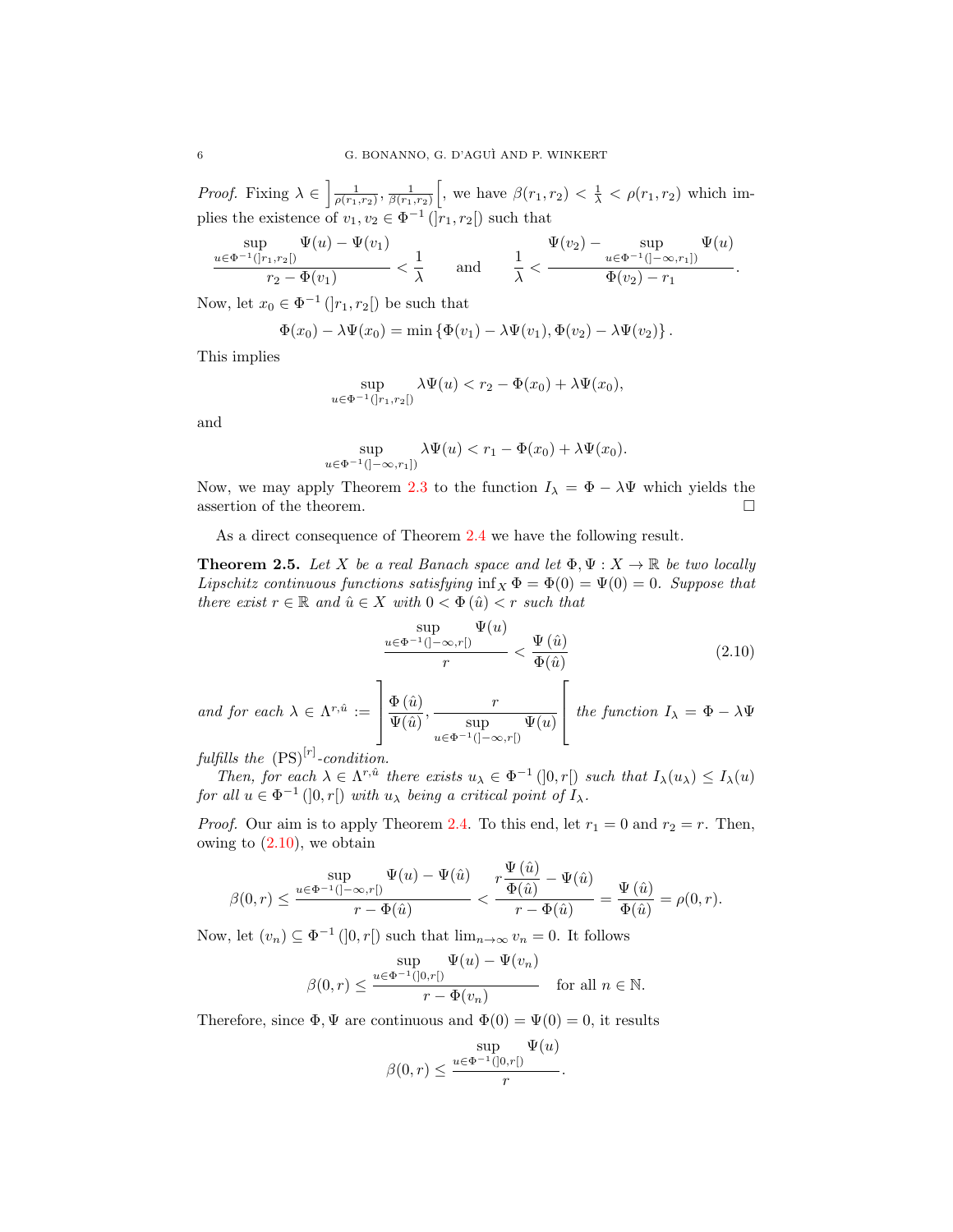*Proof.* Fixing $\lambda \in \left]\frac{1}{\rho(r_1,r_2)}, \frac{1}{\beta(r_1,r_2)}\right[$, we have $\beta(r_1, r_2) < \frac{1}{\lambda} < \rho(r_1, r_2)$ which implies the existence of $v_1, v_2 \in \Phi^{-1}(]r_1, r_2[)$ such that

$$\frac{\sup\limits_{u\in\Phi^{-1}(]r_1,r_2[)} \Psi(u) - \Psi(v_1)}{r_2 - \Phi(v_1)} < \frac{1}{\lambda} \qquad \text{and} \qquad \frac{1}{\lambda} < \frac{\Psi(v_2) - \sup\limits_{u\in\Phi^{-1}(]-\infty,r_1])} \Psi(u)}{\Phi(v_2) - r_1}.$$

Now, let $x_0 \in \Phi^{-1}(]r_1, r_2[)$ be such that

$$\Phi(x_0) - \lambda\Psi(x_0) = \min\{\Phi(v_1) - \lambda\Psi(v_1), \Phi(v_2) - \lambda\Psi(v_2)\}.$$

This implies

$$\sup_{u\in\Phi^{-1}(]r_1,r_2[)} \lambda\Psi(u) < r_2 - \Phi(x_0) + \lambda\Psi(x_0),$$

and

$$\sup_{u\in\Phi^{-1}(]-\infty,r_1])} \lambda\Psi(u) < r_1 - \Phi(x_0) + \lambda\Psi(x_0).$$

Now, we may apply Theorem 2.3 to the function $I_\lambda = \Phi - \lambda\Psi$ which yields the assertion of the theorem. □

As a direct consequence of Theorem 2.4 we have the following result.

**Theorem 2.5.** *Let $X$ be a real Banach space and let $\Phi, \Psi : X \to \mathbb{R}$ be two locally Lipschitz continuous functions satisfying $\inf_X \Phi = \Phi(0) = \Psi(0) = 0$. Suppose that there exist $r \in \mathbb{R}$ and $\hat{u} \in X$ with $0 < \Phi(\hat{u}) < r$ such that*

$$\frac{\sup\limits_{u\in\Phi^{-1}(]-\infty,r[)} \Psi(u)}{r} < \frac{\Psi(\hat{u})}{\Phi(\hat{u})} \tag{2.10}$$

*and for each $\lambda \in \Lambda^{r,\hat{u}} := \left]\frac{\Phi(\hat{u})}{\Psi(\hat{u})}, \frac{r}{\sup\limits_{u\in\Phi^{-1}(]-\infty,r[)} \Psi(u)}\right[$ the function $I_\lambda = \Phi - \lambda\Psi$ fulfills the $(\mathrm{PS})^{[r]}$-condition.*

*Then, for each $\lambda \in \Lambda^{r,\hat{u}}$ there exists $u_\lambda \in \Phi^{-1}(]0, r[)$ such that $I_\lambda(u_\lambda) \le I_\lambda(u)$ for all $u \in \Phi^{-1}(]0, r[)$ with $u_\lambda$ being a critical point of $I_\lambda$.*

*Proof.* Our aim is to apply Theorem 2.4. To this end, let $r_1 = 0$ and $r_2 = r$. Then, owing to (2.10), we obtain

$$\beta(0, r) \le \frac{\sup\limits_{u\in\Phi^{-1}(]-\infty,r[)} \Psi(u) - \Psi(\hat{u})}{r - \Phi(\hat{u})} < \frac{r\dfrac{\Psi(\hat{u})}{\Phi(\hat{u})} - \Psi(\hat{u})}{r - \Phi(\hat{u})} = \frac{\Psi(\hat{u})}{\Phi(\hat{u})} = \rho(0, r).$$

Now, let $(v_n) \subseteq \Phi^{-1}(]0, r[)$ such that $\lim_{n\to\infty} v_n = 0$. It follows

$$\beta(0, r) \le \frac{\sup\limits_{u\in\Phi^{-1}(]0,r[)} \Psi(u) - \Psi(v_n)}{r - \Phi(v_n)} \quad \text{for all } n \in \mathbb{N}.$$

Therefore, since $\Phi, \Psi$ are continuous and $\Phi(0) = \Psi(0) = 0$, it results

$$\beta(0, r) \le \frac{\sup\limits_{u\in\Phi^{-1}(]0,r[)} \Psi(u)}{r}.$$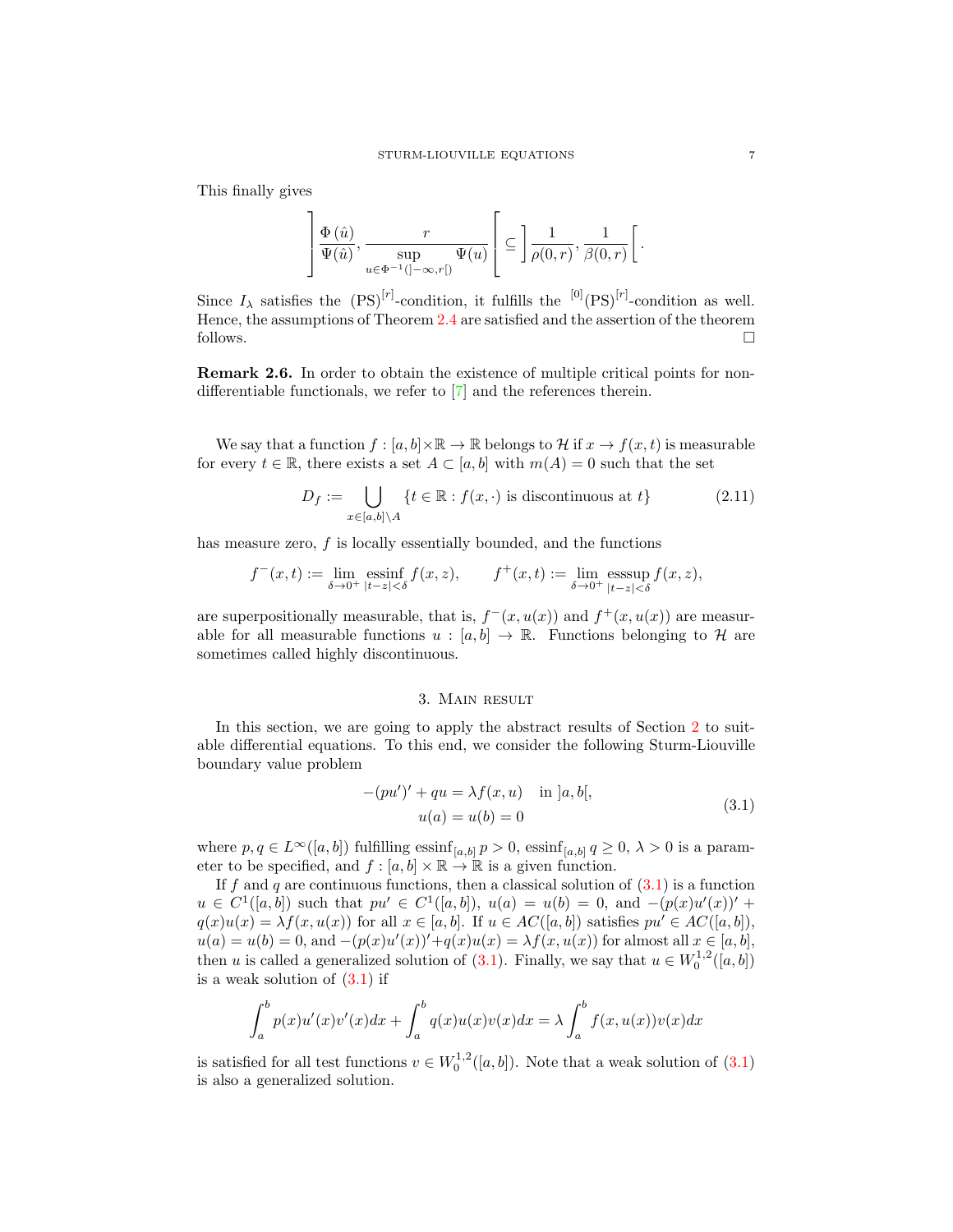This finally gives

$$\left]\frac{\Phi(\hat{u})}{\Psi(\hat{u})}, \frac{r}{\sup_{u\in\Phi^{-1}(]-\infty,r[)}\Psi(u)}\right[ \subseteq \left]\frac{1}{\rho(0,r)}, \frac{1}{\beta(0,r)}\right[.$$

Since $I_\lambda$ satisfies the $(\mathrm{PS})^{[r]}$-condition, it fulfills the ${}^{[0]}(\mathrm{PS})^{[r]}$-condition as well. Hence, the assumptions of Theorem 2.4 are satisfied and the assertion of the theorem follows. $\square$

**Remark 2.6.** In order to obtain the existence of multiple critical points for non-differentiable functionals, we refer to [7] and the references therein.

We say that a function $f : [a,b]\times\mathbb{R} \to \mathbb{R}$ belongs to $\mathcal{H}$ if $x \to f(x,t)$ is measurable for every $t \in \mathbb{R}$, there exists a set $A \subset [a,b]$ with $m(A) = 0$ such that the set

$$D_f := \bigcup_{x\in[a,b]\setminus A} \{t \in \mathbb{R} : f(x,\cdot) \text{ is discontinuous at } t\} \tag{2.11}$$

has measure zero, $f$ is locally essentially bounded, and the functions

$$f^-(x,t) := \lim_{\delta\to 0^+} \operatorname*{essinf}_{|t-z|<\delta} f(x,z), \qquad f^+(x,t) := \lim_{\delta\to 0^+} \operatorname*{esssup}_{|t-z|<\delta} f(x,z),$$

are superpositionally measurable, that is, $f^-(x,u(x))$ and $f^+(x,u(x))$ are measurable for all measurable functions $u : [a,b] \to \mathbb{R}$. Functions belonging to $\mathcal{H}$ are sometimes called highly discontinuous.

## 3. Main result

In this section, we are going to apply the abstract results of Section 2 to suitable differential equations. To this end, we consider the following Sturm-Liouville boundary value problem

$$\begin{aligned} -(pu')' + qu &= \lambda f(x,u) \quad \text{in } ]a,b[,\\ u(a) &= u(b) = 0 \end{aligned} \tag{3.1}$$

where $p, q \in L^\infty([a,b])$ fulfilling $\operatorname{essinf}_{[a,b]} p > 0$, $\operatorname{essinf}_{[a,b]} q \geq 0$, $\lambda > 0$ is a parameter to be specified, and $f : [a,b]\times\mathbb{R} \to \mathbb{R}$ is a given function.

If $f$ and $q$ are continuous functions, then a classical solution of (3.1) is a function $u \in C^1([a,b])$ such that $pu' \in C^1([a,b])$, $u(a) = u(b) = 0$, and $-(p(x)u'(x))' + q(x)u(x) = \lambda f(x,u(x))$ for all $x \in [a,b]$. If $u \in AC([a,b])$ satisfies $pu' \in AC([a,b])$, $u(a) = u(b) = 0$, and $-(p(x)u'(x))' + q(x)u(x) = \lambda f(x,u(x))$ for almost all $x \in [a,b]$, then $u$ is called a generalized solution of (3.1). Finally, we say that $u \in W_0^{1,2}([a,b])$ is a weak solution of (3.1) if

$$\int_a^b p(x)u'(x)v'(x)dx + \int_a^b q(x)u(x)v(x)dx = \lambda \int_a^b f(x,u(x))v(x)dx$$

is satisfied for all test functions $v \in W_0^{1,2}([a,b])$. Note that a weak solution of (3.1) is also a generalized solution.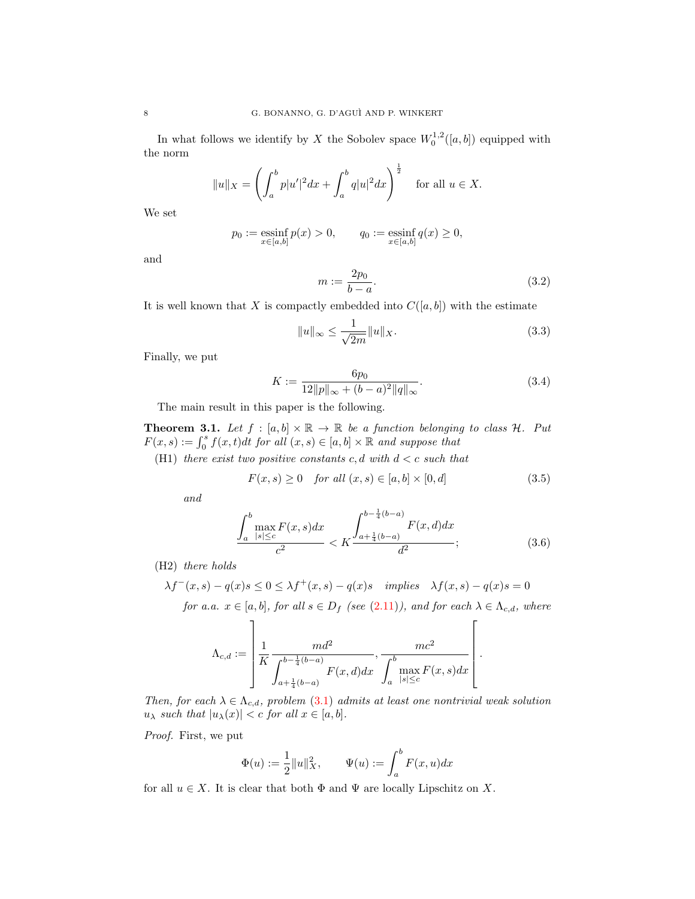In what follows we identify by $X$ the Sobolev space $W_0^{1,2}([a,b])$ equipped with the norm

$$\|u\|_X = \left(\int_a^b p|u'|^2 dx + \int_a^b q|u|^2 dx\right)^{\frac{1}{2}} \quad \text{for all } u \in X.$$

We set

$$p_0 := \operatorname*{essinf}_{x\in[a,b]} p(x) > 0, \qquad q_0 := \operatorname*{essinf}_{x\in[a,b]} q(x) \geq 0,$$

and

$$m := \frac{2p_0}{b-a}. \tag{3.2}$$

It is well known that $X$ is compactly embedded into $C([a,b])$ with the estimate

$$\|u\|_\infty \leq \frac{1}{\sqrt{2m}}\|u\|_X. \tag{3.3}$$

Finally, we put

$$K := \frac{6p_0}{12\|p\|_\infty + (b-a)^2\|q\|_\infty}. \tag{3.4}$$

The main result in this paper is the following.

**Theorem 3.1.** *Let $f : [a,b]\times\mathbb{R} \to \mathbb{R}$ be a function belonging to class $\mathcal{H}$. Put $F(x,s) := \int_0^s f(x,t)dt$ for all $(x,s) \in [a,b]\times\mathbb{R}$ and suppose that*

(H1) *there exist two positive constants $c, d$ with $d < c$ such that*

$$F(x,s) \geq 0 \quad \text{for all } (x,s) \in [a,b]\times[0,d] \tag{3.5}$$

*and*

$$\frac{\displaystyle\int_a^b \max_{|s|\leq c} F(x,s)dx}{c^2} < K\frac{\displaystyle\int_{a+\frac{1}{4}(b-a)}^{b-\frac{1}{4}(b-a)} F(x,d)dx}{d^2}; \tag{3.6}$$

(H2) *there holds*

$$\lambda f^-(x,s) - q(x)s \leq 0 \leq \lambda f^+(x,s) - q(x)s \quad \text{implies} \quad \lambda f(x,s) - q(x)s = 0$$

*for a.a. $x \in [a,b]$, for all $s \in D_f$ (see (2.11)), and for each $\lambda \in \Lambda_{c,d}$, where*

$$\Lambda_{c,d} := \left]\frac{1}{K}\frac{md^2}{\displaystyle\int_{a+\frac{1}{4}(b-a)}^{b-\frac{1}{4}(b-a)} F(x,d)dx}, \frac{mc^2}{\displaystyle\int_a^b \max_{|s|\leq c} F(x,s)dx}\right[.$$

*Then, for each $\lambda \in \Lambda_{c,d}$, problem (3.1) admits at least one nontrivial weak solution $u_\lambda$ such that $|u_\lambda(x)| < c$ for all $x \in [a,b]$.*

*Proof.* First, we put

$$\Phi(u) := \frac{1}{2}\|u\|_X^2, \qquad \Psi(u) := \int_a^b F(x,u)dx$$

for all $u \in X$. It is clear that both $\Phi$ and $\Psi$ are locally Lipschitz on $X$.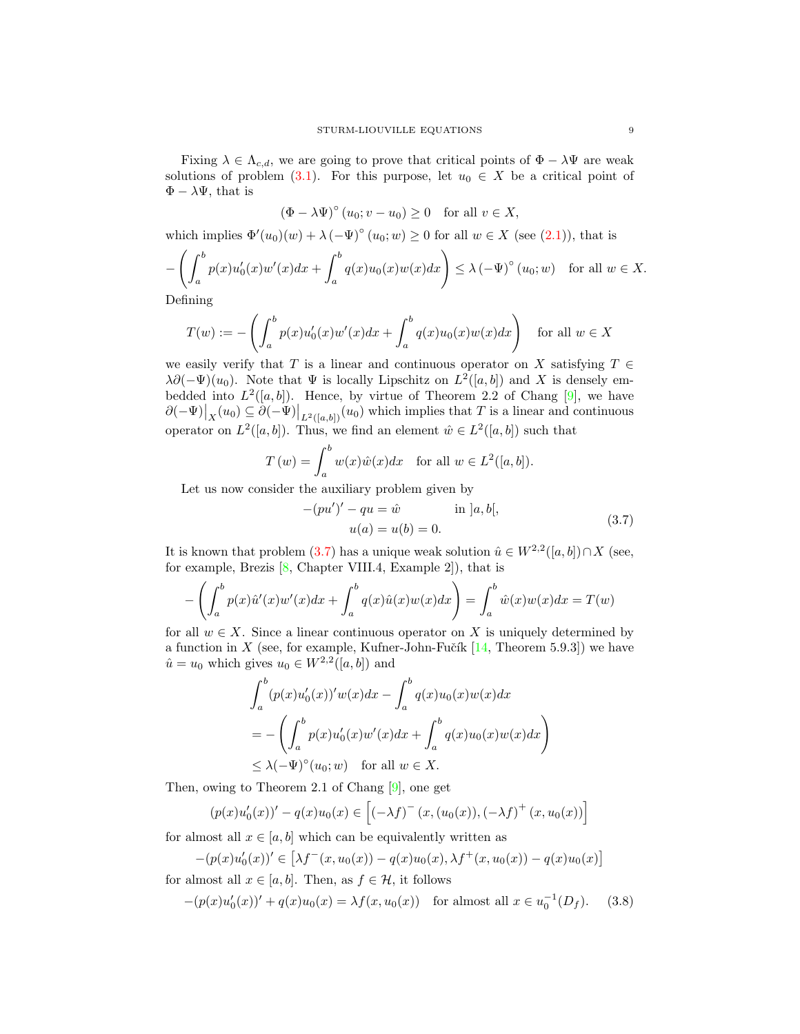Fixing $\lambda \in \Lambda_{c,d}$, we are going to prove that critical points of $\Phi - \lambda\Psi$ are weak solutions of problem (3.1). For this purpose, let $u_0 \in X$ be a critical point of $\Phi - \lambda\Psi$, that is

$$(\Phi - \lambda\Psi)^\circ (u_0; v - u_0) \geq 0 \quad \text{for all } v \in X,$$

which implies $\Phi'(u_0)(w) + \lambda (-\Psi)^\circ (u_0; w) \geq 0$ for all $w \in X$ (see (2.1)), that is

$$-\left( \int_a^b p(x)u_0'(x)w'(x)dx + \int_a^b q(x)u_0(x)w(x)dx \right) \leq \lambda (-\Psi)^\circ (u_0; w) \quad \text{for all } w \in X.$$

Defining

$$T(w) := -\left( \int_a^b p(x)u_0'(x)w'(x)dx + \int_a^b q(x)u_0(x)w(x)dx \right) \quad \text{for all } w \in X$$

we easily verify that $T$ is a linear and continuous operator on $X$ satisfying $T \in \lambda\partial(-\Psi)(u_0)$. Note that $\Psi$ is locally Lipschitz on $L^2([a,b])$ and $X$ is densely embedded into $L^2([a,b])$. Hence, by virtue of Theorem 2.2 of Chang [9], we have $\partial(-\Psi)\big|_X(u_0) \subseteq \partial(-\Psi)\big|_{L^2([a,b])}(u_0)$ which implies that $T$ is a linear and continuous operator on $L^2([a,b])$. Thus, we find an element $\hat{w} \in L^2([a,b])$ such that

$$T(w) = \int_a^b w(x)\hat{w}(x)dx \quad \text{for all } w \in L^2([a,b]).$$

Let us now consider the auxiliary problem given by

$$\begin{aligned} -(pu')' - qu &= \hat{w} \qquad \text{in } ]a,b[, \\ u(a) = u(b) &= 0. \end{aligned} \tag{3.7}$$

It is known that problem (3.7) has a unique weak solution $\hat{u} \in W^{2,2}([a,b]) \cap X$ (see, for example, Brezis [8, Chapter VIII.4, Example 2]), that is

$$-\left( \int_a^b p(x)\hat{u}'(x)w'(x)dx + \int_a^b q(x)\hat{u}(x)w(x)dx \right) = \int_a^b \hat{w}(x)w(x)dx = T(w)$$

for all $w \in X$. Since a linear continuous operator on $X$ is uniquely determined by a function in $X$ (see, for example, Kufner-John-Fučík [14, Theorem 5.9.3]) we have $\hat{u} = u_0$ which gives $u_0 \in W^{2,2}([a,b])$ and

$$\begin{aligned} &\int_a^b (p(x)u_0'(x))'w(x)dx - \int_a^b q(x)u_0(x)w(x)dx \\ &= -\left( \int_a^b p(x)u_0'(x)w'(x)dx + \int_a^b q(x)u_0(x)w(x)dx \right) \\ &\leq \lambda(-\Psi)^\circ(u_0; w) \quad \text{for all } w \in X. \end{aligned}$$

Then, owing to Theorem 2.1 of Chang [9], one get

$$(p(x)u_0'(x))' - q(x)u_0(x) \in \left[ (-\lambda f)^- (x, (u_0(x)), (-\lambda f)^+ (x, u_0(x)) \right]$$

for almost all $x \in [a,b]$ which can be equivalently written as

$$-(p(x)u_0'(x))' \in \left[ \lambda f^-(x, u_0(x)) - q(x)u_0(x), \lambda f^+(x, u_0(x)) - q(x)u_0(x) \right]$$

for almost all $x \in [a,b]$. Then, as $f \in \mathcal{H}$, it follows

$$-(p(x)u_0'(x))' + q(x)u_0(x) = \lambda f(x, u_0(x)) \quad \text{for almost all } x \in u_0^{-1}(D_f). \tag{3.8}$$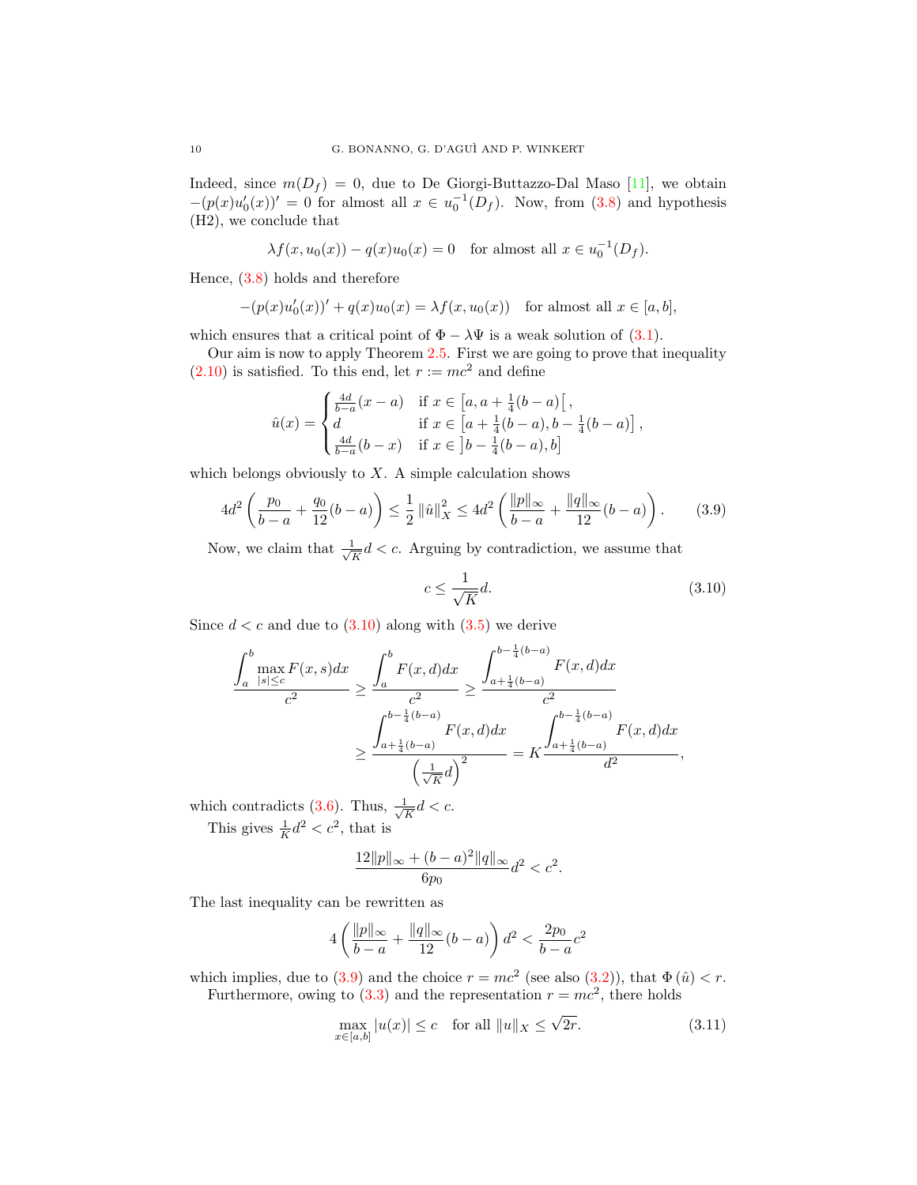Indeed, since $m(D_f) = 0$, due to De Giorgi-Buttazzo-Dal Maso [11], we obtain $-(p(x)u_0'(x))' = 0$ for almost all $x \in u_0^{-1}(D_f)$. Now, from (3.8) and hypothesis (H2), we conclude that

$$\lambda f(x, u_0(x)) - q(x)u_0(x) = 0 \quad \text{for almost all } x \in u_0^{-1}(D_f).$$

Hence, (3.8) holds and therefore

$$-(p(x)u_0'(x))' + q(x)u_0(x) = \lambda f(x, u_0(x)) \quad \text{for almost all } x \in [a, b],$$

which ensures that a critical point of $\Phi - \lambda\Psi$ is a weak solution of (3.1).

Our aim is now to apply Theorem 2.5. First we are going to prove that inequality (2.10) is satisfied. To this end, let $r := mc^2$ and define

$$\hat{u}(x) = \begin{cases} \frac{4d}{b-a}(x-a) & \text{if } x \in \left[a, a + \frac{1}{4}(b-a)\right[, \\ d & \text{if } x \in \left[a + \frac{1}{4}(b-a), b - \frac{1}{4}(b-a)\right], \\ \frac{4d}{b-a}(b-x) & \text{if } x \in \left]b - \frac{1}{4}(b-a), b\right] \end{cases}$$

which belongs obviously to $X$. A simple calculation shows

$$4d^2\left(\frac{p_0}{b-a} + \frac{q_0}{12}(b-a)\right) \leq \frac{1}{2}\|\hat{u}\|_X^2 \leq 4d^2\left(\frac{\|p\|_\infty}{b-a} + \frac{\|q\|_\infty}{12}(b-a)\right). \tag{3.9}$$

Now, we claim that $\frac{1}{\sqrt{K}}d < c$. Arguing by contradiction, we assume that

$$c \leq \frac{1}{\sqrt{K}}d. \tag{3.10}$$

Since $d < c$ and due to (3.10) along with (3.5) we derive

$$\begin{aligned} \frac{\int_a^b \max_{|s|\leq c} F(x,s)dx}{c^2} &\geq \frac{\int_a^b F(x,d)dx}{c^2} \geq \frac{\int_{a+\frac{1}{4}(b-a)}^{b-\frac{1}{4}(b-a)} F(x,d)dx}{c^2} \\ &\geq \frac{\int_{a+\frac{1}{4}(b-a)}^{b-\frac{1}{4}(b-a)} F(x,d)dx}{\left(\frac{1}{\sqrt{K}}d\right)^2} = K\frac{\int_{a+\frac{1}{4}(b-a)}^{b-\frac{1}{4}(b-a)} F(x,d)dx}{d^2}, \end{aligned}$$

which contradicts (3.6). Thus, $\frac{1}{\sqrt{K}}d < c$.

This gives $\frac{1}{K}d^2 < c^2$, that is

$$\frac{12\|p\|_\infty + (b-a)^2\|q\|_\infty}{6p_0}d^2 < c^2.$$

The last inequality can be rewritten as

$$4\left(\frac{\|p\|_\infty}{b-a} + \frac{\|q\|_\infty}{12}(b-a)\right)d^2 < \frac{2p_0}{b-a}c^2$$

which implies, due to (3.9) and the choice $r = mc^2$ (see also (3.2)), that $\Phi(\hat{u}) < r$.

Furthermore, owing to (3.3) and the representation $r = mc^2$, there holds

$$\max_{x\in[a,b]} |u(x)| \leq c \quad \text{for all } \|u\|_X \leq \sqrt{2r}. \tag{3.11}$$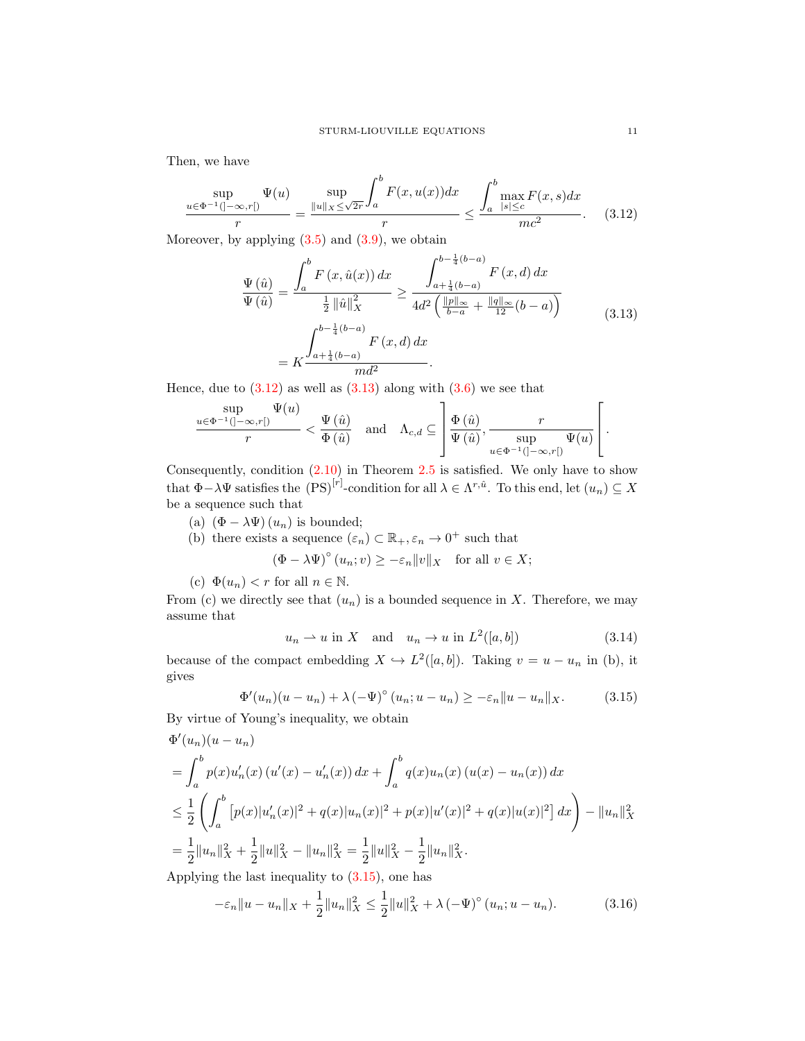Then, we have

$$\frac{\sup\limits_{u \in \Phi^{-1}(]-\infty, r[)} \Psi(u)}{r} = \frac{\sup\limits_{\|u\|_X \leq \sqrt{2r}} \displaystyle\int_a^b F(x, u(x)) dx}{r} \leq \frac{\displaystyle\int_a^b \max_{|s| \leq c} F(x, s) dx}{mc^2}. \tag{3.12}$$

Moreover, by applying (3.5) and (3.9), we obtain

$$\begin{aligned}
\frac{\Psi\left(\hat{u}\right)}{\Psi\left(\hat{u}\right)} &= \frac{\displaystyle\int_a^b F\left(x, \hat{u}(x)\right) dx}{\frac{1}{2}\left\|\hat{u}\right\|_X^2} \geq \frac{\displaystyle\int_{a+\frac{1}{4}(b-a)}^{b-\frac{1}{4}(b-a)} F\left(x, d\right) dx}{4d^2\left(\frac{\|p\|_\infty}{b-a} + \frac{\|q\|_\infty}{12}(b-a)\right)} \\
&= K \frac{\displaystyle\int_{a+\frac{1}{4}(b-a)}^{b-\frac{1}{4}(b-a)} F\left(x, d\right) dx}{md^2}.
\end{aligned} \tag{3.13}$$

Hence, due to (3.12) as well as (3.13) along with (3.6) we see that

$$\frac{\sup\limits_{u \in \Phi^{-1}(]-\infty, r[)} \Psi(u)}{r} < \frac{\Psi\left(\hat{u}\right)}{\Phi\left(\hat{u}\right)} \quad \text{and} \quad \Lambda_{c,d} \subseteq \left]\frac{\Phi\left(\hat{u}\right)}{\Psi\left(\hat{u}\right)}, \frac{r}{\sup\limits_{u \in \Phi^{-1}(]-\infty, r[)} \Psi(u)}\right[.$$

Consequently, condition (2.10) in Theorem 2.5 is satisfied. We only have to show that $\Phi - \lambda\Psi$ satisfies the $\text{(PS)}^{[r]}$-condition for all $\lambda \in \Lambda^{r,\hat{u}}$. To this end, let $(u_n) \subseteq X$ be a sequence such that

(a) $\left(\Phi - \lambda\Psi\right)(u_n)$ is bounded;

(b) there exists a sequence $(\varepsilon_n) \subset \mathbb{R}_+, \varepsilon_n \to 0^+$ such that

$$\left(\Phi - \lambda\Psi\right)^\circ (u_n; v) \geq -\varepsilon_n \|v\|_X \quad \text{for all } v \in X;$$

(c) $\Phi(u_n) < r$ for all $n \in \mathbb{N}$.

From (c) we directly see that $(u_n)$ is a bounded sequence in $X$. Therefore, we may assume that

$$u_n \rightharpoonup u \text{ in } X \quad \text{and} \quad u_n \to u \text{ in } L^2([a, b]) \tag{3.14}$$

because of the compact embedding $X \hookrightarrow L^2([a, b])$. Taking $v = u - u_n$ in (b), it gives

$$\Phi'(u_n)(u - u_n) + \lambda\left(-\Psi\right)^\circ (u_n; u - u_n) \geq -\varepsilon_n \|u - u_n\|_X. \tag{3.15}$$

By virtue of Young's inequality, we obtain

$$\begin{aligned}
&\Phi'(u_n)(u - u_n) \\
&= \int_a^b p(x) u_n'(x)\left(u'(x) - u_n'(x)\right) dx + \int_a^b q(x) u_n(x)\left(u(x) - u_n(x)\right) dx \\
&\leq \frac{1}{2}\left(\int_a^b \left[p(x)|u_n'(x)|^2 + q(x)|u_n(x)|^2 + p(x)|u'(x)|^2 + q(x)|u(x)|^2\right] dx\right) - \|u_n\|_X^2 \\
&= \frac{1}{2}\|u_n\|_X^2 + \frac{1}{2}\|u\|_X^2 - \|u_n\|_X^2 = \frac{1}{2}\|u\|_X^2 - \frac{1}{2}\|u_n\|_X^2.
\end{aligned}$$

Applying the last inequality to (3.15), one has

$$-\varepsilon_n \|u - u_n\|_X + \frac{1}{2}\|u_n\|_X^2 \leq \frac{1}{2}\|u\|_X^2 + \lambda\left(-\Psi\right)^\circ (u_n; u - u_n). \tag{3.16}$$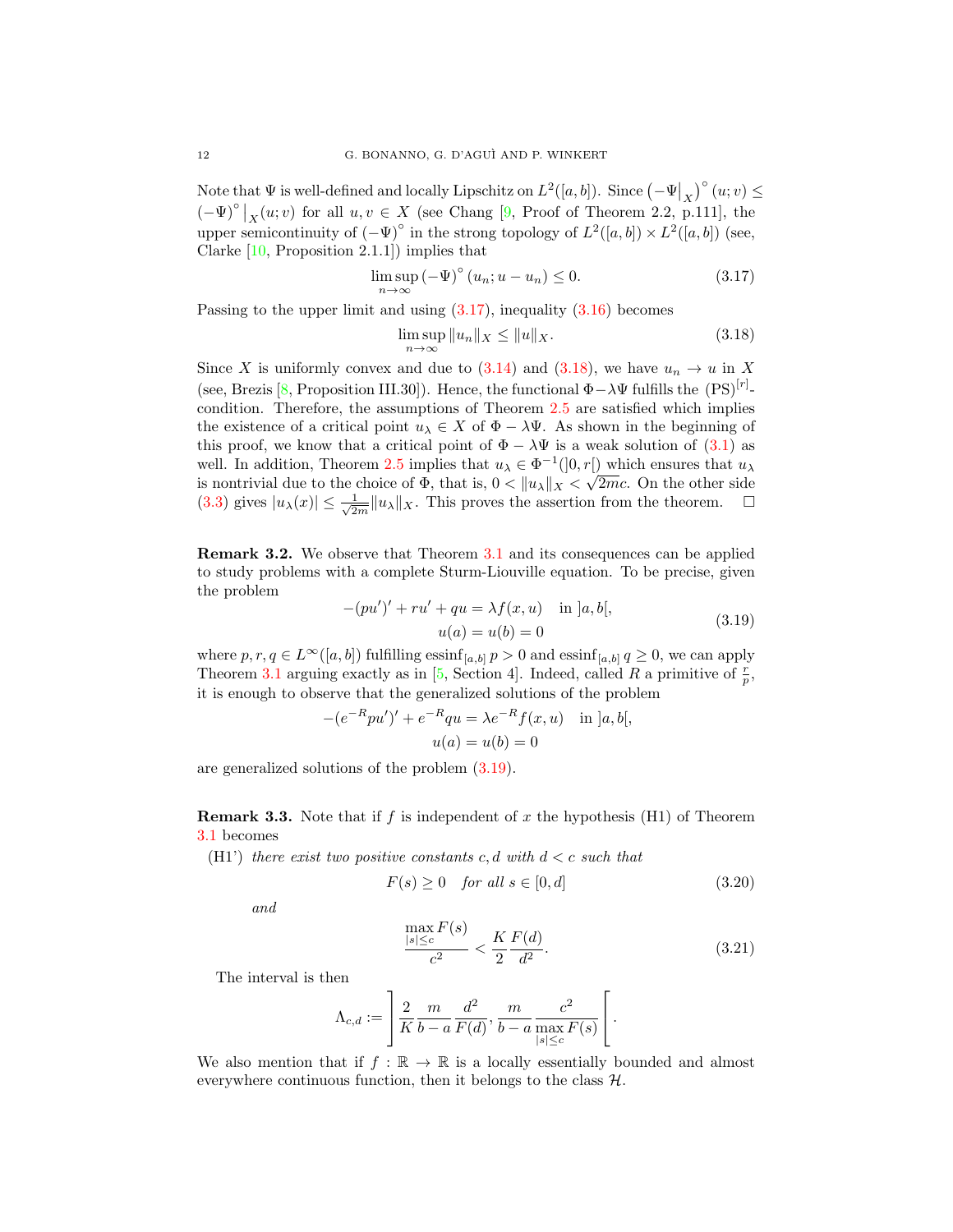Note that $\Psi$ is well-defined and locally Lipschitz on $L^2([a,b])$. Since $\left(-\Psi\big|_X\right)^\circ(u;v) \leq (-\Psi)^\circ\big|_X(u;v)$ for all $u,v \in X$ (see Chang [9, Proof of Theorem 2.2, p.111], the upper semicontinuity of $(-\Psi)^\circ$ in the strong topology of $L^2([a,b]) \times L^2([a,b])$ (see, Clarke [10, Proposition 2.1.1]) implies that

$$\limsup_{n\to\infty} (-\Psi)^\circ(u_n; u-u_n) \leq 0. \tag{3.17}$$

Passing to the upper limit and using (3.17), inequality (3.16) becomes

$$\limsup_{n\to\infty} \|u_n\|_X \leq \|u\|_X. \tag{3.18}$$

Since $X$ is uniformly convex and due to (3.14) and (3.18), we have $u_n \to u$ in $X$ (see, Brezis [8, Proposition III.30]). Hence, the functional $\Phi - \lambda\Psi$ fulfills the $(\mathrm{PS})^{[r]}$-condition. Therefore, the assumptions of Theorem 2.5 are satisfied which implies the existence of a critical point $u_\lambda \in X$ of $\Phi - \lambda\Psi$. As shown in the beginning of this proof, we know that a critical point of $\Phi - \lambda\Psi$ is a weak solution of (3.1) as well. In addition, Theorem 2.5 implies that $u_\lambda \in \Phi^{-1}(]0,r[)$ which ensures that $u_\lambda$ is nontrivial due to the choice of $\Phi$, that is, $0 < \|u_\lambda\|_X < \sqrt{2mc}$. On the other side (3.3) gives $|u_\lambda(x)| \leq \frac{1}{\sqrt{2m}}\|u_\lambda\|_X$. This proves the assertion from the theorem. $\square$

**Remark 3.2.** We observe that Theorem 3.1 and its consequences can be applied to study problems with a complete Sturm-Liouville equation. To be precise, given the problem

$$\begin{aligned} -(pu')' + ru' + qu &= \lambda f(x,u) \quad \text{in } ]a,b[,\\ u(a) = u(b) &= 0 \end{aligned} \tag{3.19}$$

where $p,r,q \in L^\infty([a,b])$ fulfilling $\operatorname{essinf}_{[a,b]} p > 0$ and $\operatorname{essinf}_{[a,b]} q \geq 0$, we can apply Theorem 3.1 arguing exactly as in [5, Section 4]. Indeed, called $R$ a primitive of $\frac{r}{p}$, it is enough to observe that the generalized solutions of the problem

$$\begin{aligned} -(e^{-R}pu')' + e^{-R}qu &= \lambda e^{-R} f(x,u) \quad \text{in } ]a,b[,\\ u(a) = u(b) &= 0 \end{aligned}$$

are generalized solutions of the problem (3.19).

**Remark 3.3.** Note that if $f$ is independent of $x$ the hypothesis (H1) of Theorem 3.1 becomes

(H1') *there exist two positive constants $c,d$ with $d < c$ such that*

$$F(s) \geq 0 \quad \textit{for all } s \in [0,d] \tag{3.20}$$

*and*

$$\frac{\max_{|s|\leq c} F(s)}{c^2} < \frac{K}{2}\frac{F(d)}{d^2}. \tag{3.21}$$

The interval is then

$$\Lambda_{c,d} := \left] \frac{2}{K}\frac{m}{b-a}\frac{d^2}{F(d)}, \frac{m}{b-a}\frac{c^2}{\max_{|s|\leq c} F(s)} \right[.$$

We also mention that if $f : \mathbb{R} \to \mathbb{R}$ is a locally essentially bounded and almost everywhere continuous function, then it belongs to the class $\mathcal{H}$.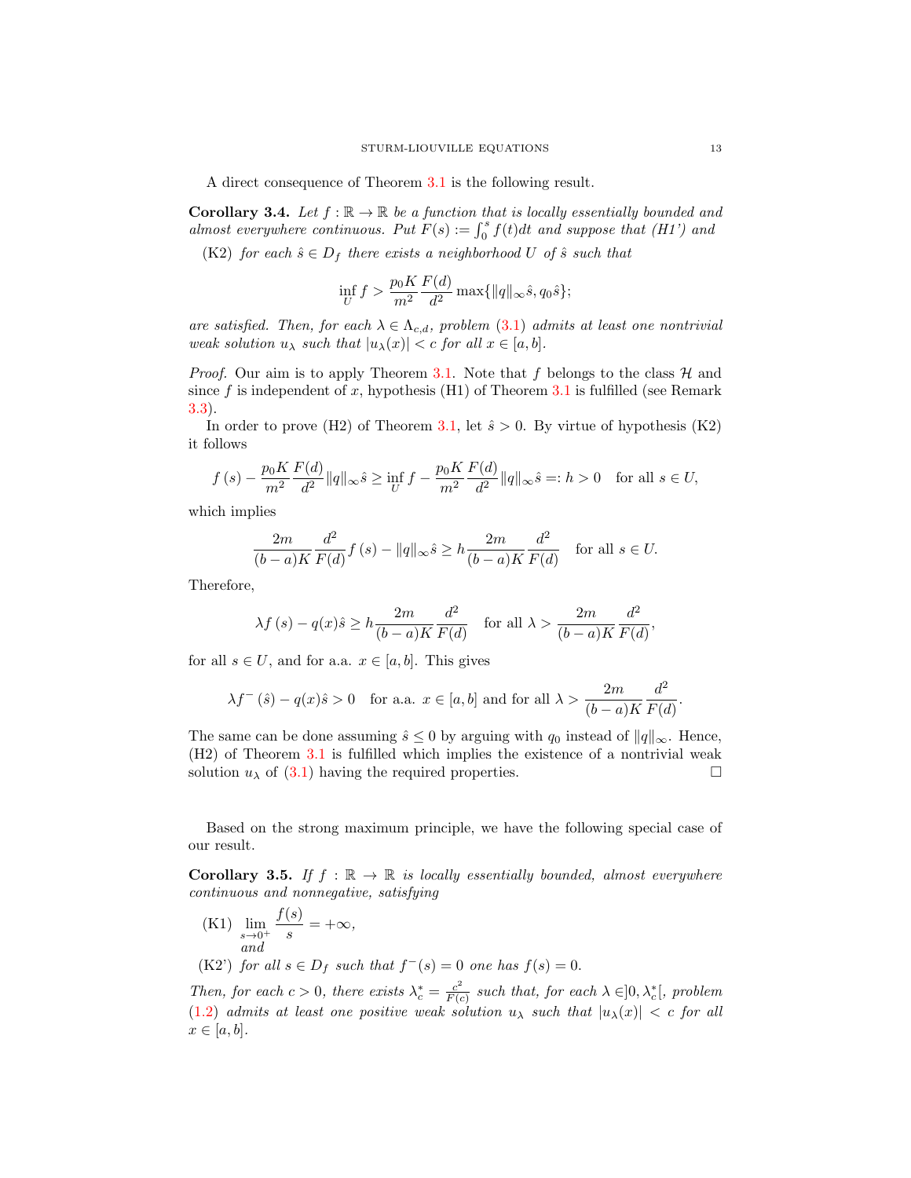A direct consequence of Theorem 3.1 is the following result.

**Corollary 3.4.** *Let $f : \mathbb{R} \to \mathbb{R}$ be a function that is locally essentially bounded and almost everywhere continuous. Put $F(s) := \int_0^s f(t)dt$ and suppose that (H1') and*

(K2) *for each $\hat{s} \in D_f$ there exists a neighborhood $U$ of $\hat{s}$ such that*

$$\inf_U f > \frac{p_0 K}{m^2} \frac{F(d)}{d^2} \max\{\|q\|_\infty \hat{s}, q_0 \hat{s}\};$$

*are satisfied. Then, for each $\lambda \in \Lambda_{c,d}$, problem (3.1) admits at least one nontrivial weak solution $u_\lambda$ such that $|u_\lambda(x)| < c$ for all $x \in [a, b]$.*

*Proof.* Our aim is to apply Theorem 3.1. Note that $f$ belongs to the class $\mathcal{H}$ and since $f$ is independent of $x$, hypothesis (H1) of Theorem 3.1 is fulfilled (see Remark 3.3).

In order to prove (H2) of Theorem 3.1, let $\hat{s} > 0$. By virtue of hypothesis (K2) it follows

$$f(s) - \frac{p_0 K}{m^2} \frac{F(d)}{d^2} \|q\|_\infty \hat{s} \geq \inf_U f - \frac{p_0 K}{m^2} \frac{F(d)}{d^2} \|q\|_\infty \hat{s} =: h > 0 \quad \text{for all } s \in U,$$

which implies

$$\frac{2m}{(b-a)K} \frac{d^2}{F(d)} f(s) - \|q\|_\infty \hat{s} \geq h \frac{2m}{(b-a)K} \frac{d^2}{F(d)} \quad \text{for all } s \in U.$$

Therefore,

$$\lambda f(s) - q(x)\hat{s} \geq h \frac{2m}{(b-a)K} \frac{d^2}{F(d)} \quad \text{for all } \lambda > \frac{2m}{(b-a)K} \frac{d^2}{F(d)},$$

for all $s \in U$, and for a.a. $x \in [a, b]$. This gives

$$\lambda f^-(\hat{s}) - q(x)\hat{s} > 0 \quad \text{for a.a. } x \in [a, b] \text{ and for all } \lambda > \frac{2m}{(b-a)K} \frac{d^2}{F(d)}.$$

The same can be done assuming $\hat{s} \leq 0$ by arguing with $q_0$ instead of $\|q\|_\infty$. Hence, (H2) of Theorem 3.1 is fulfilled which implies the existence of a nontrivial weak solution $u_\lambda$ of (3.1) having the required properties. $\square$

Based on the strong maximum principle, we have the following special case of our result.

**Corollary 3.5.** *If $f : \mathbb{R} \to \mathbb{R}$ is locally essentially bounded, almost everywhere continuous and nonnegative, satisfying*

(K1) $\displaystyle\lim_{s \to 0^+} \frac{f(s)}{s} = +\infty,$
*and*

(K2') *for all $s \in D_f$ such that $f^-(s) = 0$ one has $f(s) = 0$.*

*Then, for each $c > 0$, there exists $\lambda_c^* = \frac{c^2}{F(c)}$ such that, for each $\lambda \in ]0, \lambda_c^*[$, problem (1.2) admits at least one positive weak solution $u_\lambda$ such that $|u_\lambda(x)| < c$ for all $x \in [a, b]$.*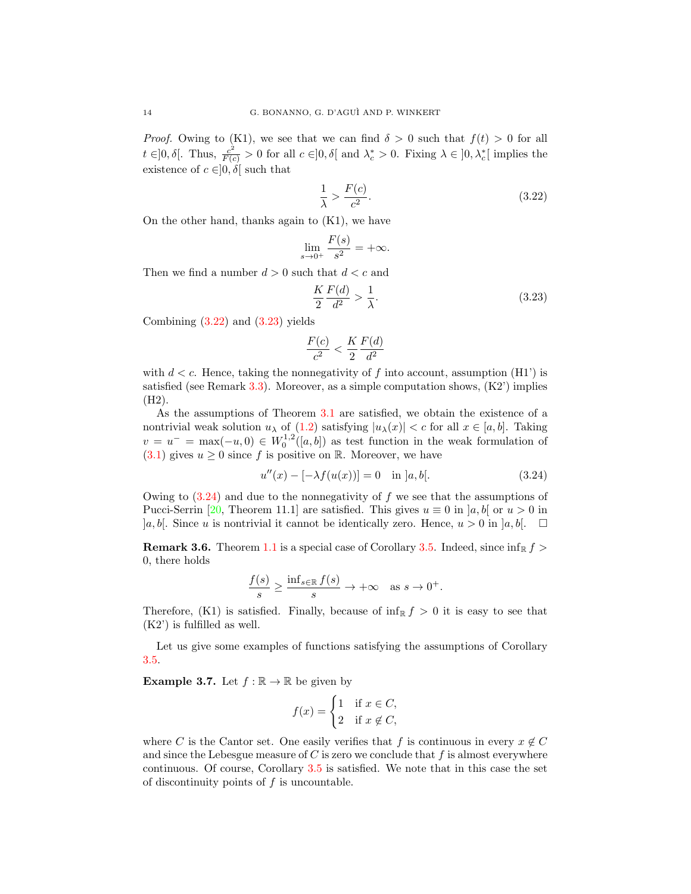*Proof.* Owing to (K1), we see that we can find $\delta > 0$ such that $f(t) > 0$ for all $t \in ]0, \delta[$. Thus, $\frac{c^2}{F(c)} > 0$ for all $c \in ]0, \delta[$ and $\lambda_c^* > 0$. Fixing $\lambda \in ]0, \lambda_c^*[$ implies the existence of $c \in ]0, \delta[$ such that

$$\frac{1}{\lambda} > \frac{F(c)}{c^2}. \tag{3.22}$$

On the other hand, thanks again to (K1), we have

$$\lim_{s \to 0^+} \frac{F(s)}{s^2} = +\infty.$$

Then we find a number $d > 0$ such that $d < c$ and

$$\frac{K}{2} \frac{F(d)}{d^2} > \frac{1}{\lambda}. \tag{3.23}$$

Combining (3.22) and (3.23) yields

$$\frac{F(c)}{c^2} < \frac{K}{2} \frac{F(d)}{d^2}$$

with $d < c$. Hence, taking the nonnegativity of $f$ into account, assumption (H1') is satisfied (see Remark 3.3). Moreover, as a simple computation shows, (K2') implies (H2).

As the assumptions of Theorem 3.1 are satisfied, we obtain the existence of a nontrivial weak solution $u_\lambda$ of (1.2) satisfying $|u_\lambda(x)| < c$ for all $x \in [a, b]$. Taking $v = u^- = \max(-u, 0) \in W_0^{1,2}([a, b])$ as test function in the weak formulation of (3.1) gives $u \geq 0$ since $f$ is positive on $\mathbb{R}$. Moreover, we have

$$u''(x) - [-\lambda f(u(x))] = 0 \quad \text{in } ]a, b[. \tag{3.24}$$

Owing to (3.24) and due to the nonnegativity of $f$ we see that the assumptions of Pucci-Serrin [20, Theorem 11.1] are satisfied. This gives $u \equiv 0$ in $]a, b[$ or $u > 0$ in $]a, b[$. Since $u$ is nontrivial it cannot be identically zero. Hence, $u > 0$ in $]a, b[$. $\square$

**Remark 3.6.** Theorem 1.1 is a special case of Corollary 3.5. Indeed, since $\inf_{\mathbb{R}} f > 0$, there holds

$$\frac{f(s)}{s} \geq \frac{\inf_{s \in \mathbb{R}} f(s)}{s} \to +\infty \quad \text{as } s \to 0^+.$$

Therefore, (K1) is satisfied. Finally, because of $\inf_{\mathbb{R}} f > 0$ it is easy to see that (K2') is fulfilled as well.

Let us give some examples of functions satisfying the assumptions of Corollary 3.5.

**Example 3.7.** Let $f : \mathbb{R} \to \mathbb{R}$ be given by

$$f(x) = \begin{cases} 1 & \text{if } x \in C, \\ 2 & \text{if } x \notin C, \end{cases}$$

where $C$ is the Cantor set. One easily verifies that $f$ is continuous in every $x \notin C$ and since the Lebesgue measure of $C$ is zero we conclude that $f$ is almost everywhere continuous. Of course, Corollary 3.5 is satisfied. We note that in this case the set of discontinuity points of $f$ is uncountable.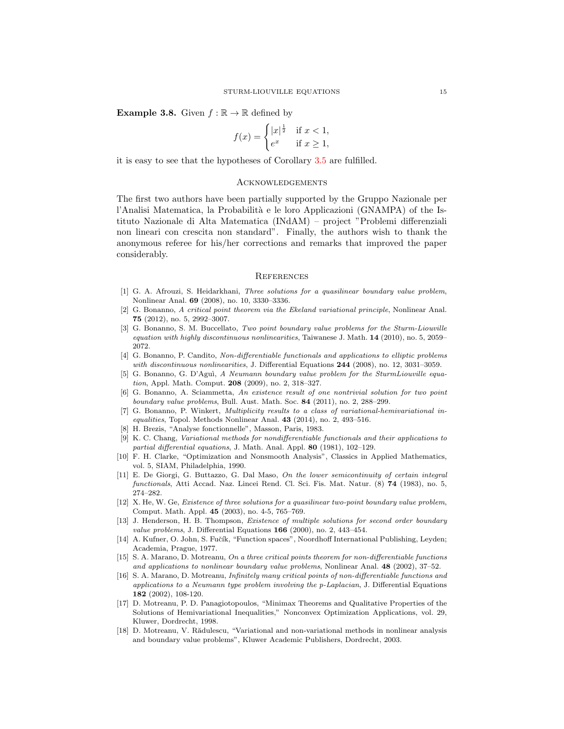**Example 3.8.** Given $f : \mathbb{R} \to \mathbb{R}$ defined by

$$f(x) = \begin{cases} |x|^{\frac{1}{2}} & \text{if } x < 1, \\ e^x & \text{if } x \geq 1, \end{cases}$$

it is easy to see that the hypotheses of Corollary 3.5 are fulfilled.

## Acknowledgements

The first two authors have been partially supported by the Gruppo Nazionale per l'Analisi Matematica, la Probabilità e le loro Applicazioni (GNAMPA) of the Istituto Nazionale di Alta Matematica (INdAM) – project "Problemi differenziali non lineari con crescita non standard". Finally, the authors wish to thank the anonymous referee for his/her corrections and remarks that improved the paper considerably.

## References

[1] G. A. Afrouzi, S. Heidarkhani, *Three solutions for a quasilinear boundary value problem*, Nonlinear Anal. **69** (2008), no. 10, 3330–3336.

[2] G. Bonanno, *A critical point theorem via the Ekeland variational principle*, Nonlinear Anal. **75** (2012), no. 5, 2992–3007.

[3] G. Bonanno, S. M. Buccellato, *Two point boundary value problems for the Sturm-Liouville equation with highly discontinuous nonlinearities*, Taiwanese J. Math. **14** (2010), no. 5, 2059–2072.

[4] G. Bonanno, P. Candito, *Non-differentiable functionals and applications to elliptic problems with discontinuous nonlinearities*, J. Differential Equations **244** (2008), no. 12, 3031–3059.

[5] G. Bonanno, G. D'Aguì, *A Neumann boundary value problem for the SturmLiouville equation*, Appl. Math. Comput. **208** (2009), no. 2, 318–327.

[6] G. Bonanno, A. Sciammetta, *An existence result of one nontrivial solution for two point boundary value problems*, Bull. Aust. Math. Soc. **84** (2011), no. 2, 288–299.

[7] G. Bonanno, P. Winkert, *Multiplicity results to a class of variational-hemivariational inequalities*, Topol. Methods Nonlinear Anal. **43** (2014), no. 2, 493–516.

[8] H. Brezis, "Analyse fonctionnelle", Masson, Paris, 1983.

[9] K. C. Chang, *Variational methods for nondifferentiable functionals and their applications to partial differential equations*, J. Math. Anal. Appl. **80** (1981), 102–129.

[10] F. H. Clarke, "Optimization and Nonsmooth Analysis", Classics in Applied Mathematics, vol. 5, SIAM, Philadelphia, 1990.

[11] E. De Giorgi, G. Buttazzo, G. Dal Maso, *On the lower semicontinuity of certain integral functionals*, Atti Accad. Naz. Lincei Rend. Cl. Sci. Fis. Mat. Natur. (8) **74** (1983), no. 5, 274–282.

[12] X. He, W. Ge, *Existence of three solutions for a quasilinear two-point boundary value problem*, Comput. Math. Appl. **45** (2003), no. 4-5, 765–769.

[13] J. Henderson, H. B. Thompson, *Existence of multiple solutions for second order boundary value problems*, J. Differential Equations **166** (2000), no. 2, 443–454.

[14] A. Kufner, O. John, S. Fučík, "Function spaces", Noordhoff International Publishing, Leyden; Academia, Prague, 1977.

[15] S. A. Marano, D. Motreanu, *On a three critical points theorem for non-differentiable functions and applications to nonlinear boundary value problems*, Nonlinear Anal. **48** (2002), 37–52.

[16] S. A. Marano, D. Motreanu, *Infinitely many critical points of non-differentiable functions and applications to a Neumann type problem involving the p-Laplacian*, J. Differential Equations **182** (2002), 108-120.

[17] D. Motreanu, P. D. Panagiotopoulos, "Minimax Theorems and Qualitative Properties of the Solutions of Hemivariational Inequalities," Nonconvex Optimization Applications, vol. 29, Kluwer, Dordrecht, 1998.

[18] D. Motreanu, V. Rădulescu, "Variational and non-variational methods in nonlinear analysis and boundary value problems", Kluwer Academic Publishers, Dordrecht, 2003.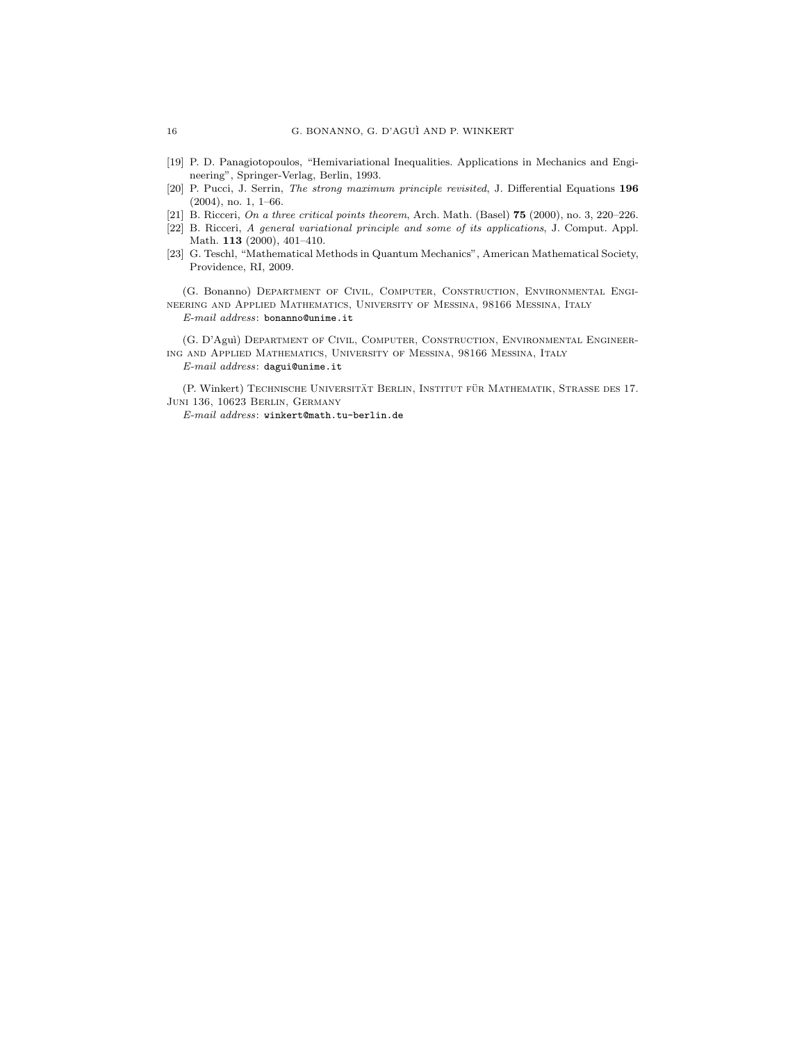[19] P. D. Panagiotopoulos, "Hemivariational Inequalities. Applications in Mechanics and Engineering", Springer-Verlag, Berlin, 1993.

[20] P. Pucci, J. Serrin, *The strong maximum principle revisited*, J. Differential Equations **196** (2004), no. 1, 1–66.

[21] B. Ricceri, *On a three critical points theorem*, Arch. Math. (Basel) **75** (2000), no. 3, 220–226.

[22] B. Ricceri, *A general variational principle and some of its applications*, J. Comput. Appl. Math. **113** (2000), 401–410.

[23] G. Teschl, "Mathematical Methods in Quantum Mechanics", American Mathematical Society, Providence, RI, 2009.

(G. Bonanno) Department of Civil, Computer, Construction, Environmental Engineering and Applied Mathematics, University of Messina, 98166 Messina, Italy
*E-mail address*: bonanno@unime.it

(G. D'Aguì) Department of Civil, Computer, Construction, Environmental Engineering and Applied Mathematics, University of Messina, 98166 Messina, Italy
*E-mail address*: dagui@unime.it

(P. Winkert) Technische Universität Berlin, Institut für Mathematik, Strasse des 17. Juni 136, 10623 Berlin, Germany
*E-mail address*: winkert@math.tu-berlin.de